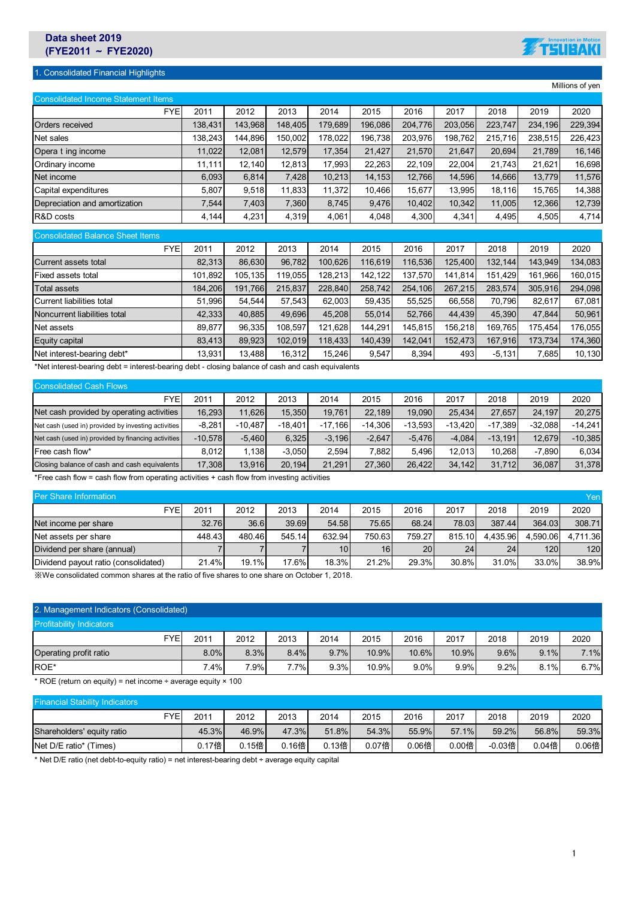# Data sheet 2019
# (FYE2011 ~ FYE2020)

## 1. Consolidated Financial Highlights

Millions of yen

### Consolidated Income Statement Items

| FYE | 2011 | 2012 | 2013 | 2014 | 2015 | 2016 | 2017 | 2018 | 2019 | 2020 |
|---|---|---|---|---|---|---|---|---|---|---|
| Orders received | 138,431 | 143,968 | 148,405 | 179,689 | 196,086 | 204,776 | 203,056 | 223,747 | 234,196 | 229,394 |
| Net sales | 138,243 | 144,896 | 150,002 | 178,022 | 196,738 | 203,976 | 198,762 | 215,716 | 238,515 | 226,423 |
| Opera t ing income | 11,022 | 12,081 | 12,579 | 17,354 | 21,427 | 21,570 | 21,647 | 20,694 | 21,789 | 16,146 |
| Ordinary income | 11,111 | 12,140 | 12,813 | 17,993 | 22,263 | 22,109 | 22,004 | 21,743 | 21,621 | 16,698 |
| Net income | 6,093 | 6,814 | 7,428 | 10,213 | 14,153 | 12,766 | 14,596 | 14,666 | 13,779 | 11,576 |
| Capital expenditures | 5,807 | 9,518 | 11,833 | 11,372 | 10,466 | 15,677 | 13,995 | 18,116 | 15,765 | 14,388 |
| Depreciation and amortization | 7,544 | 7,403 | 7,360 | 8,745 | 9,476 | 10,402 | 10,342 | 11,005 | 12,366 | 12,739 |
| R&D costs | 4,144 | 4,231 | 4,319 | 4,061 | 4,048 | 4,300 | 4,341 | 4,495 | 4,505 | 4,714 |

### Consolidated Balance Sheet Items

| FYE | 2011 | 2012 | 2013 | 2014 | 2015 | 2016 | 2017 | 2018 | 2019 | 2020 |
|---|---|---|---|---|---|---|---|---|---|---|
| Current assets total | 82,313 | 86,630 | 96,782 | 100,626 | 116,619 | 116,536 | 125,400 | 132,144 | 143,949 | 134,083 |
| Fixed assets total | 101,892 | 105,135 | 119,055 | 128,213 | 142,122 | 137,570 | 141,814 | 151,429 | 161,966 | 160,015 |
| Total assets | 184,206 | 191,766 | 215,837 | 228,840 | 258,742 | 254,106 | 267,215 | 283,574 | 305,916 | 294,098 |
| Current liabilities total | 51,996 | 54,544 | 57,543 | 62,003 | 59,435 | 55,525 | 66,558 | 70,796 | 82,617 | 67,081 |
| Noncurrent liabilities total | 42,333 | 40,885 | 49,696 | 45,208 | 55,014 | 52,766 | 44,439 | 45,390 | 47,844 | 50,961 |
| Net assets | 89,877 | 96,335 | 108,597 | 121,628 | 144,291 | 145,815 | 156,218 | 169,765 | 175,454 | 176,055 |
| Equity capital | 83,413 | 89,923 | 102,019 | 118,433 | 140,439 | 142,041 | 152,473 | 167,916 | 173,734 | 174,360 |
| Net interest-bearing debt* | 13,931 | 13,488 | 16,312 | 15,246 | 9,547 | 8,394 | 493 | -5,131 | 7,685 | 10,130 |

*Net interest-bearing debt = interest-bearing debt - closing balance of cash and cash equivalents

### Consolidated Cash Flows

| FYE | 2011 | 2012 | 2013 | 2014 | 2015 | 2016 | 2017 | 2018 | 2019 | 2020 |
|---|---|---|---|---|---|---|---|---|---|---|
| Net cash provided by operating activities | 16,293 | 11,626 | 15,350 | 19,761 | 22,189 | 19,090 | 25,434 | 27,657 | 24,197 | 20,275 |
| Net cash (used in) provided by investing activities | -8,281 | -10,487 | -18,401 | -17,166 | -14,306 | -13,593 | -13,420 | -17,389 | -32,088 | -14,241 |
| Net cash (used in) provided by financing activities | -10,578 | -5,460 | 6,325 | -3,196 | -2,647 | -5,476 | -4,084 | -13,191 | 12,679 | -10,385 |
| Free cash flow* | 8,012 | 1,138 | -3,050 | 2,594 | 7,882 | 5,496 | 12,013 | 10,268 | -7,890 | 6,034 |
| Closing balance of cash and cash equivalents | 17,308 | 13,916 | 20,194 | 21,291 | 27,360 | 26,422 | 34,142 | 31,712 | 36,087 | 31,378 |

*Free cash flow = cash flow from operating activities + cash flow from investing activities

### Per Share Information

Yen

| FYE | 2011 | 2012 | 2013 | 2014 | 2015 | 2016 | 2017 | 2018 | 2019 | 2020 |
|---|---|---|---|---|---|---|---|---|---|---|
| Net income per share | 32.76 | 36.6 | 39.69 | 54.58 | 75.65 | 68.24 | 78.03 | 387.44 | 364.03 | 308.71 |
| Net assets per share | 448.43 | 480.46 | 545.14 | 632.94 | 750.63 | 759.27 | 815.10 | 4,435.96 | 4,590.06 | 4,711.36 |
| Dividend per share (annual) | 7 | 7 | 7 | 10 | 16 | 20 | 24 | 24 | 120 | 120 |
| Dividend payout ratio (consolidated) | 21.4% | 19.1% | 17.6% | 18.3% | 21.2% | 29.3% | 30.8% | 31.0% | 33.0% | 38.9% |

※We consolidated common shares at the ratio of five shares to one share on October 1, 2018.

## 2. Management Indicators (Consolidated)

### Profitability Indicators

| FYE | 2011 | 2012 | 2013 | 2014 | 2015 | 2016 | 2017 | 2018 | 2019 | 2020 |
|---|---|---|---|---|---|---|---|---|---|---|
| Operating profit ratio | 8.0% | 8.3% | 8.4% | 9.7% | 10.9% | 10.6% | 10.9% | 9.6% | 9.1% | 7.1% |
| ROE* | 7.4% | 7.9% | 7.7% | 9.3% | 10.9% | 9.0% | 9.9% | 9.2% | 8.1% | 6.7% |

* ROE (return on equity) = net income ÷ average equity × 100

### Financial Stability Indicators

| FYE | 2011 | 2012 | 2013 | 2014 | 2015 | 2016 | 2017 | 2018 | 2019 | 2020 |
|---|---|---|---|---|---|---|---|---|---|---|
| Shareholders' equity ratio | 45.3% | 46.9% | 47.3% | 51.8% | 54.3% | 55.9% | 57.1% | 59.2% | 56.8% | 59.3% |
| Net D/E ratio* (Times) | 0.17倍 | 0.15倍 | 0.16倍 | 0.13倍 | 0.07倍 | 0.06倍 | 0.00倍 | -0.03倍 | 0.04倍 | 0.06倍 |

* Net D/E ratio (net debt-to-equity ratio) = net interest-bearing debt ÷ average equity capital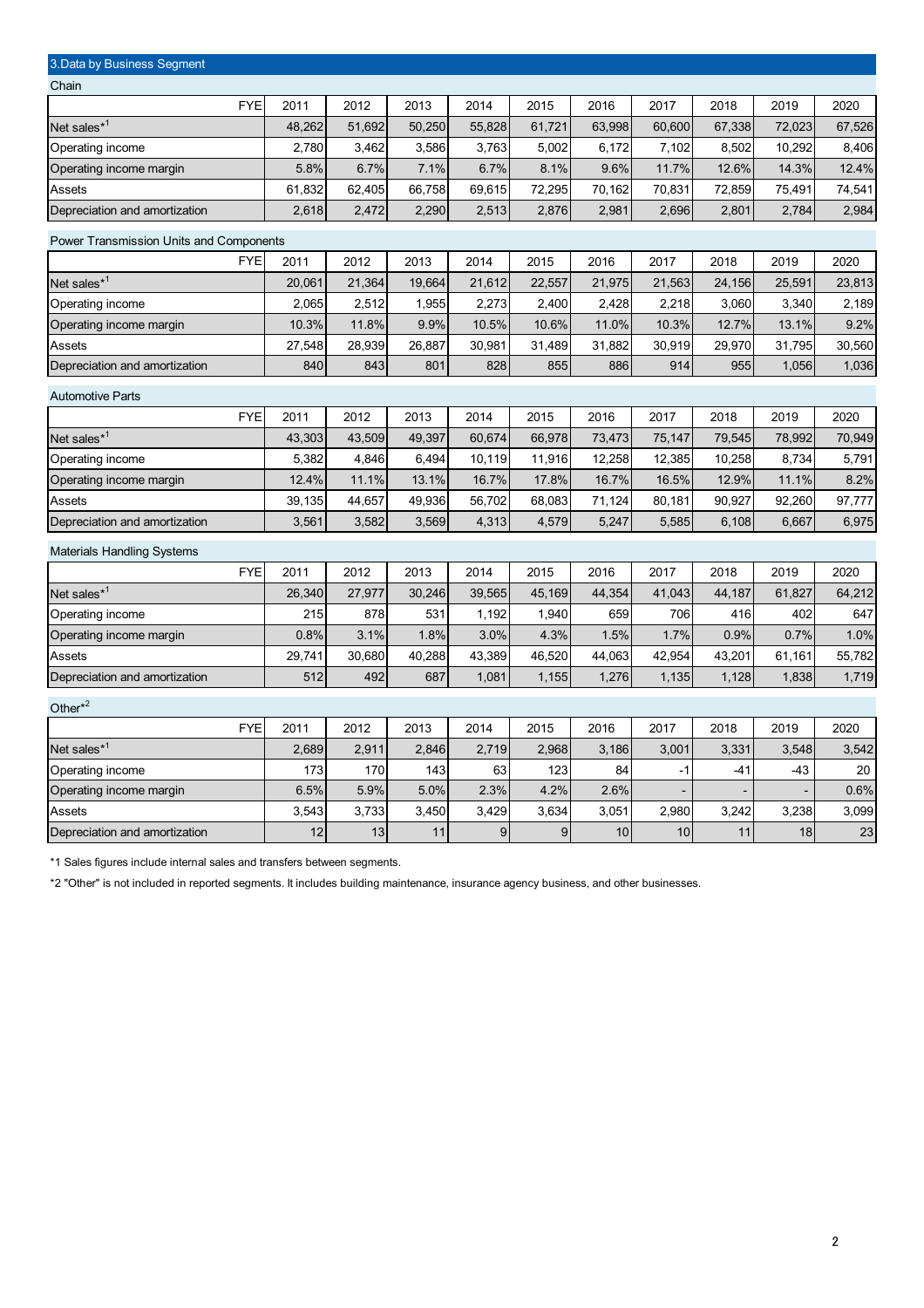## 3.Data by Business Segment

### Chain

| FYE | 2011 | 2012 | 2013 | 2014 | 2015 | 2016 | 2017 | 2018 | 2019 | 2020 |
|---|---|---|---|---|---|---|---|---|---|---|
| Net sales*1 | 48,262 | 51,692 | 50,250 | 55,828 | 61,721 | 63,998 | 60,600 | 67,338 | 72,023 | 67,526 |
| Operating income | 2,780 | 3,462 | 3,586 | 3,763 | 5,002 | 6,172 | 7,102 | 8,502 | 10,292 | 8,406 |
| Operating income margin | 5.8% | 6.7% | 7.1% | 6.7% | 8.1% | 9.6% | 11.7% | 12.6% | 14.3% | 12.4% |
| Assets | 61,832 | 62,405 | 66,758 | 69,615 | 72,295 | 70,162 | 70,831 | 72,859 | 75,491 | 74,541 |
| Depreciation and amortization | 2,618 | 2,472 | 2,290 | 2,513 | 2,876 | 2,981 | 2,696 | 2,801 | 2,784 | 2,984 |

### Power Transmission Units and Components

| FYE | 2011 | 2012 | 2013 | 2014 | 2015 | 2016 | 2017 | 2018 | 2019 | 2020 |
|---|---|---|---|---|---|---|---|---|---|---|
| Net sales*1 | 20,061 | 21,364 | 19,664 | 21,612 | 22,557 | 21,975 | 21,563 | 24,156 | 25,591 | 23,813 |
| Operating income | 2,065 | 2,512 | 1,955 | 2,273 | 2,400 | 2,428 | 2,218 | 3,060 | 3,340 | 2,189 |
| Operating income margin | 10.3% | 11.8% | 9.9% | 10.5% | 10.6% | 11.0% | 10.3% | 12.7% | 13.1% | 9.2% |
| Assets | 27,548 | 28,939 | 26,887 | 30,981 | 31,489 | 31,882 | 30,919 | 29,970 | 31,795 | 30,560 |
| Depreciation and amortization | 840 | 843 | 801 | 828 | 855 | 886 | 914 | 955 | 1,056 | 1,036 |

### Automotive Parts

| FYE | 2011 | 2012 | 2013 | 2014 | 2015 | 2016 | 2017 | 2018 | 2019 | 2020 |
|---|---|---|---|---|---|---|---|---|---|---|
| Net sales*1 | 43,303 | 43,509 | 49,397 | 60,674 | 66,978 | 73,473 | 75,147 | 79,545 | 78,992 | 70,949 |
| Operating income | 5,382 | 4,846 | 6,494 | 10,119 | 11,916 | 12,258 | 12,385 | 10,258 | 8,734 | 5,791 |
| Operating income margin | 12.4% | 11.1% | 13.1% | 16.7% | 17.8% | 16.7% | 16.5% | 12.9% | 11.1% | 8.2% |
| Assets | 39,135 | 44,657 | 49,936 | 56,702 | 68,083 | 71,124 | 80,181 | 90,927 | 92,260 | 97,777 |
| Depreciation and amortization | 3,561 | 3,582 | 3,569 | 4,313 | 4,579 | 5,247 | 5,585 | 6,108 | 6,667 | 6,975 |

### Materials Handling Systems

| FYE | 2011 | 2012 | 2013 | 2014 | 2015 | 2016 | 2017 | 2018 | 2019 | 2020 |
|---|---|---|---|---|---|---|---|---|---|---|
| Net sales*1 | 26,340 | 27,977 | 30,246 | 39,565 | 45,169 | 44,354 | 41,043 | 44,187 | 61,827 | 64,212 |
| Operating income | 215 | 878 | 531 | 1,192 | 1,940 | 659 | 706 | 416 | 402 | 647 |
| Operating income margin | 0.8% | 3.1% | 1.8% | 3.0% | 4.3% | 1.5% | 1.7% | 0.9% | 0.7% | 1.0% |
| Assets | 29,741 | 30,680 | 40,288 | 43,389 | 46,520 | 44,063 | 42,954 | 43,201 | 61,161 | 55,782 |
| Depreciation and amortization | 512 | 492 | 687 | 1,081 | 1,155 | 1,276 | 1,135 | 1,128 | 1,838 | 1,719 |

### Other*2

| FYE | 2011 | 2012 | 2013 | 2014 | 2015 | 2016 | 2017 | 2018 | 2019 | 2020 |
|---|---|---|---|---|---|---|---|---|---|---|
| Net sales*1 | 2,689 | 2,911 | 2,846 | 2,719 | 2,968 | 3,186 | 3,001 | 3,331 | 3,548 | 3,542 |
| Operating income | 173 | 170 | 143 | 63 | 123 | 84 | -1 | -41 | -43 | 20 |
| Operating income margin | 6.5% | 5.9% | 5.0% | 2.3% | 4.2% | 2.6% | - | - | - | 0.6% |
| Assets | 3,543 | 3,733 | 3,450 | 3,429 | 3,634 | 3,051 | 2,980 | 3,242 | 3,238 | 3,099 |
| Depreciation and amortization | 12 | 13 | 11 | 9 | 9 | 10 | 10 | 11 | 18 | 23 |

*1 Sales figures include internal sales and transfers between segments.

*2 "Other" is not included in reported segments. It includes building maintenance, insurance agency business, and other businesses.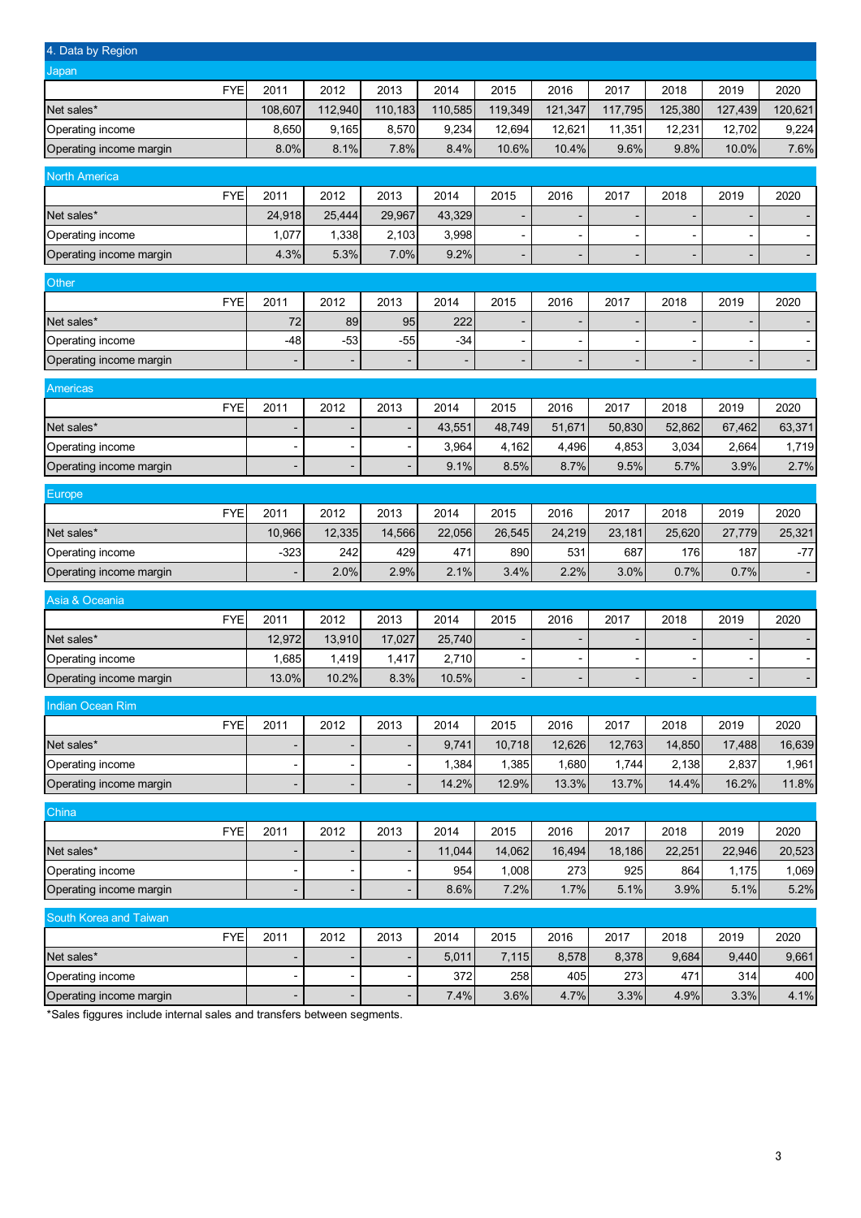## 4. Data by Region

### Japan

| FYE | 2011 | 2012 | 2013 | 2014 | 2015 | 2016 | 2017 | 2018 | 2019 | 2020 |
|---|---|---|---|---|---|---|---|---|---|---|
| Net sales* | 108,607 | 112,940 | 110,183 | 110,585 | 119,349 | 121,347 | 117,795 | 125,380 | 127,439 | 120,621 |
| Operating income | 8,650 | 9,165 | 8,570 | 9,234 | 12,694 | 12,621 | 11,351 | 12,231 | 12,702 | 9,224 |
| Operating income margin | 8.0% | 8.1% | 7.8% | 8.4% | 10.6% | 10.4% | 9.6% | 9.8% | 10.0% | 7.6% |

### North America

| FYE | 2011 | 2012 | 2013 | 2014 | 2015 | 2016 | 2017 | 2018 | 2019 | 2020 |
|---|---|---|---|---|---|---|---|---|---|---|
| Net sales* | 24,918 | 25,444 | 29,967 | 43,329 | - | - | - | - | - | - |
| Operating income | 1,077 | 1,338 | 2,103 | 3,998 | - | - | - | - | - | - |
| Operating income margin | 4.3% | 5.3% | 7.0% | 9.2% | - | - | - | - | - | - |

### Other

| FYE | 2011 | 2012 | 2013 | 2014 | 2015 | 2016 | 2017 | 2018 | 2019 | 2020 |
|---|---|---|---|---|---|---|---|---|---|---|
| Net sales* | 72 | 89 | 95 | 222 | - | - | - | - | - | - |
| Operating income | -48 | -53 | -55 | -34 | - | - | - | - | - | - |
| Operating income margin | - | - | - | - | - | - | - | - | - | - |

### Americas

| FYE | 2011 | 2012 | 2013 | 2014 | 2015 | 2016 | 2017 | 2018 | 2019 | 2020 |
|---|---|---|---|---|---|---|---|---|---|---|
| Net sales* | - | - | - | 43,551 | 48,749 | 51,671 | 50,830 | 52,862 | 67,462 | 63,371 |
| Operating income | - | - | - | 3,964 | 4,162 | 4,496 | 4,853 | 3,034 | 2,664 | 1,719 |
| Operating income margin | - | - | - | 9.1% | 8.5% | 8.7% | 9.5% | 5.7% | 3.9% | 2.7% |

### Europe

| FYE | 2011 | 2012 | 2013 | 2014 | 2015 | 2016 | 2017 | 2018 | 2019 | 2020 |
|---|---|---|---|---|---|---|---|---|---|---|
| Net sales* | 10,966 | 12,335 | 14,566 | 22,056 | 26,545 | 24,219 | 23,181 | 25,620 | 27,779 | 25,321 |
| Operating income | -323 | 242 | 429 | 471 | 890 | 531 | 687 | 176 | 187 | -77 |
| Operating income margin | - | 2.0% | 2.9% | 2.1% | 3.4% | 2.2% | 3.0% | 0.7% | 0.7% | - |

### Asia & Oceania

| FYE | 2011 | 2012 | 2013 | 2014 | 2015 | 2016 | 2017 | 2018 | 2019 | 2020 |
|---|---|---|---|---|---|---|---|---|---|---|
| Net sales* | 12,972 | 13,910 | 17,027 | 25,740 | - | - | - | - | - | - |
| Operating income | 1,685 | 1,419 | 1,417 | 2,710 | - | - | - | - | - | - |
| Operating income margin | 13.0% | 10.2% | 8.3% | 10.5% | - | - | - | - | - | - |

### Indian Ocean Rim

| FYE | 2011 | 2012 | 2013 | 2014 | 2015 | 2016 | 2017 | 2018 | 2019 | 2020 |
|---|---|---|---|---|---|---|---|---|---|---|
| Net sales* | - | - | - | 9,741 | 10,718 | 12,626 | 12,763 | 14,850 | 17,488 | 16,639 |
| Operating income | - | - | - | 1,384 | 1,385 | 1,680 | 1,744 | 2,138 | 2,837 | 1,961 |
| Operating income margin | - | - | - | 14.2% | 12.9% | 13.3% | 13.7% | 14.4% | 16.2% | 11.8% |

### China

| FYE | 2011 | 2012 | 2013 | 2014 | 2015 | 2016 | 2017 | 2018 | 2019 | 2020 |
|---|---|---|---|---|---|---|---|---|---|---|
| Net sales* | - | - | - | 11,044 | 14,062 | 16,494 | 18,186 | 22,251 | 22,946 | 20,523 |
| Operating income | - | - | - | 954 | 1,008 | 273 | 925 | 864 | 1,175 | 1,069 |
| Operating income margin | - | - | - | 8.6% | 7.2% | 1.7% | 5.1% | 3.9% | 5.1% | 5.2% |

### South Korea and Taiwan

| FYE | 2011 | 2012 | 2013 | 2014 | 2015 | 2016 | 2017 | 2018 | 2019 | 2020 |
|---|---|---|---|---|---|---|---|---|---|---|
| Net sales* | - | - | - | 5,011 | 7,115 | 8,578 | 8,378 | 9,684 | 9,440 | 9,661 |
| Operating income | - | - | - | 372 | 258 | 405 | 273 | 471 | 314 | 400 |
| Operating income margin | - | - | - | 7.4% | 3.6% | 4.7% | 3.3% | 4.9% | 3.3% | 4.1% |

*Sales figures include internal sales and transfers between segments.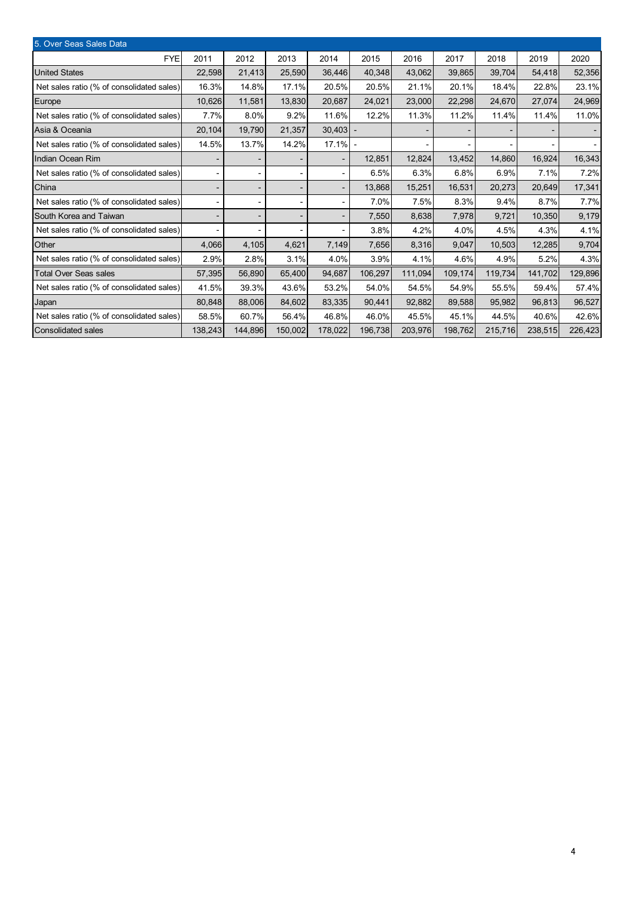| 5. Over Seas Sales Data | | | | | | | | | | |
|---|---|---|---|---|---|---|---|---|---|---|
| FYE | 2011 | 2012 | 2013 | 2014 | 2015 | 2016 | 2017 | 2018 | 2019 | 2020 |
| United States | 22,598 | 21,413 | 25,590 | 36,446 | 40,348 | 43,062 | 39,865 | 39,704 | 54,418 | 52,356 |
| Net sales ratio (% of consolidated sales) | 16.3% | 14.8% | 17.1% | 20.5% | 20.5% | 21.1% | 20.1% | 18.4% | 22.8% | 23.1% |
| Europe | 10,626 | 11,581 | 13,830 | 20,687 | 24,021 | 23,000 | 22,298 | 24,670 | 27,074 | 24,969 |
| Net sales ratio (% of consolidated sales) | 7.7% | 8.0% | 9.2% | 11.6% | 12.2% | 11.3% | 11.2% | 11.4% | 11.4% | 11.0% |
| Asia & Oceania | 20,104 | 19,790 | 21,357 | 30,403 | - | - | - | - | - | - |
| Net sales ratio (% of consolidated sales) | 14.5% | 13.7% | 14.2% | 17.1% | - | - | - | - | - | - |
| Indian Ocean Rim | - | - | - | - | 12,851 | 12,824 | 13,452 | 14,860 | 16,924 | 16,343 |
| Net sales ratio (% of consolidated sales) | - | - | - | - | 6.5% | 6.3% | 6.8% | 6.9% | 7.1% | 7.2% |
| China | - | - | - | - | 13,868 | 15,251 | 16,531 | 20,273 | 20,649 | 17,341 |
| Net sales ratio (% of consolidated sales) | - | - | - | - | 7.0% | 7.5% | 8.3% | 9.4% | 8.7% | 7.7% |
| South Korea and Taiwan | - | - | - | - | 7,550 | 8,638 | 7,978 | 9,721 | 10,350 | 9,179 |
| Net sales ratio (% of consolidated sales) | - | - | - | - | 3.8% | 4.2% | 4.0% | 4.5% | 4.3% | 4.1% |
| Other | 4,066 | 4,105 | 4,621 | 7,149 | 7,656 | 8,316 | 9,047 | 10,503 | 12,285 | 9,704 |
| Net sales ratio (% of consolidated sales) | 2.9% | 2.8% | 3.1% | 4.0% | 3.9% | 4.1% | 4.6% | 4.9% | 5.2% | 4.3% |
| Total Over Seas sales | 57,395 | 56,890 | 65,400 | 94,687 | 106,297 | 111,094 | 109,174 | 119,734 | 141,702 | 129,896 |
| Net sales ratio (% of consolidated sales) | 41.5% | 39.3% | 43.6% | 53.2% | 54.0% | 54.5% | 54.9% | 55.5% | 59.4% | 57.4% |
| Japan | 80,848 | 88,006 | 84,602 | 83,335 | 90,441 | 92,882 | 89,588 | 95,982 | 96,813 | 96,527 |
| Net sales ratio (% of consolidated sales) | 58.5% | 60.7% | 56.4% | 46.8% | 46.0% | 45.5% | 45.1% | 44.5% | 40.6% | 42.6% |
| Consolidated sales | 138,243 | 144,896 | 150,002 | 178,022 | 196,738 | 203,976 | 198,762 | 215,716 | 238,515 | 226,423 |